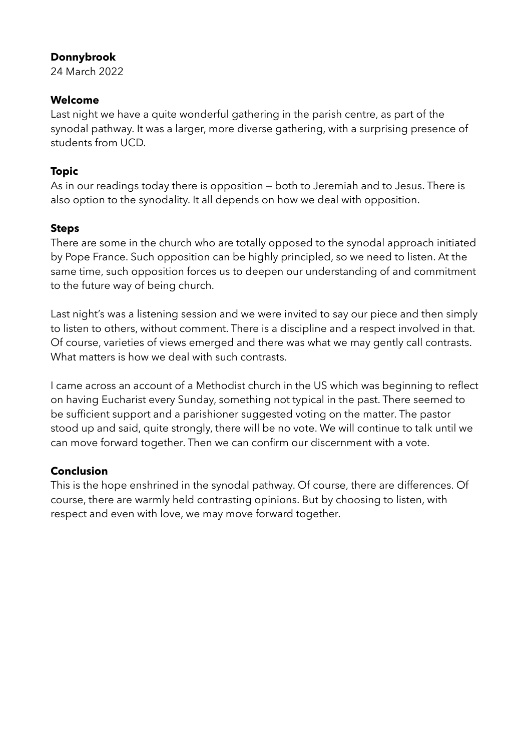**Donnybrook**
24 March 2022

**Welcome**
Last night we have a quite wonderful gathering in the parish centre, as part of the synodal pathway. It was a larger, more diverse gathering, with a surprising presence of students from UCD.

**Topic**
As in our readings today there is opposition — both to Jeremiah and to Jesus. There is also option to the synodality. It all depends on how we deal with opposition.

**Steps**
There are some in the church who are totally opposed to the synodal approach initiated by Pope France. Such opposition can be highly principled, so we need to listen. At the same time, such opposition forces us to deepen our understanding of and commitment to the future way of being church.

Last night's was a listening session and we were invited to say our piece and then simply to listen to others, without comment. There is a discipline and a respect involved in that. Of course, varieties of views emerged and there was what we may gently call contrasts. What matters is how we deal with such contrasts.

I came across an account of a Methodist church in the US which was beginning to reflect on having Eucharist every Sunday, something not typical in the past. There seemed to be sufficient support and a parishioner suggested voting on the matter. The pastor stood up and said, quite strongly, there will be no vote. We will continue to talk until we can move forward together. Then we can confirm our discernment with a vote.

**Conclusion**
This is the hope enshrined in the synodal pathway. Of course, there are differences. Of course, there are warmly held contrasting opinions. But by choosing to listen, with respect and even with love, we may move forward together.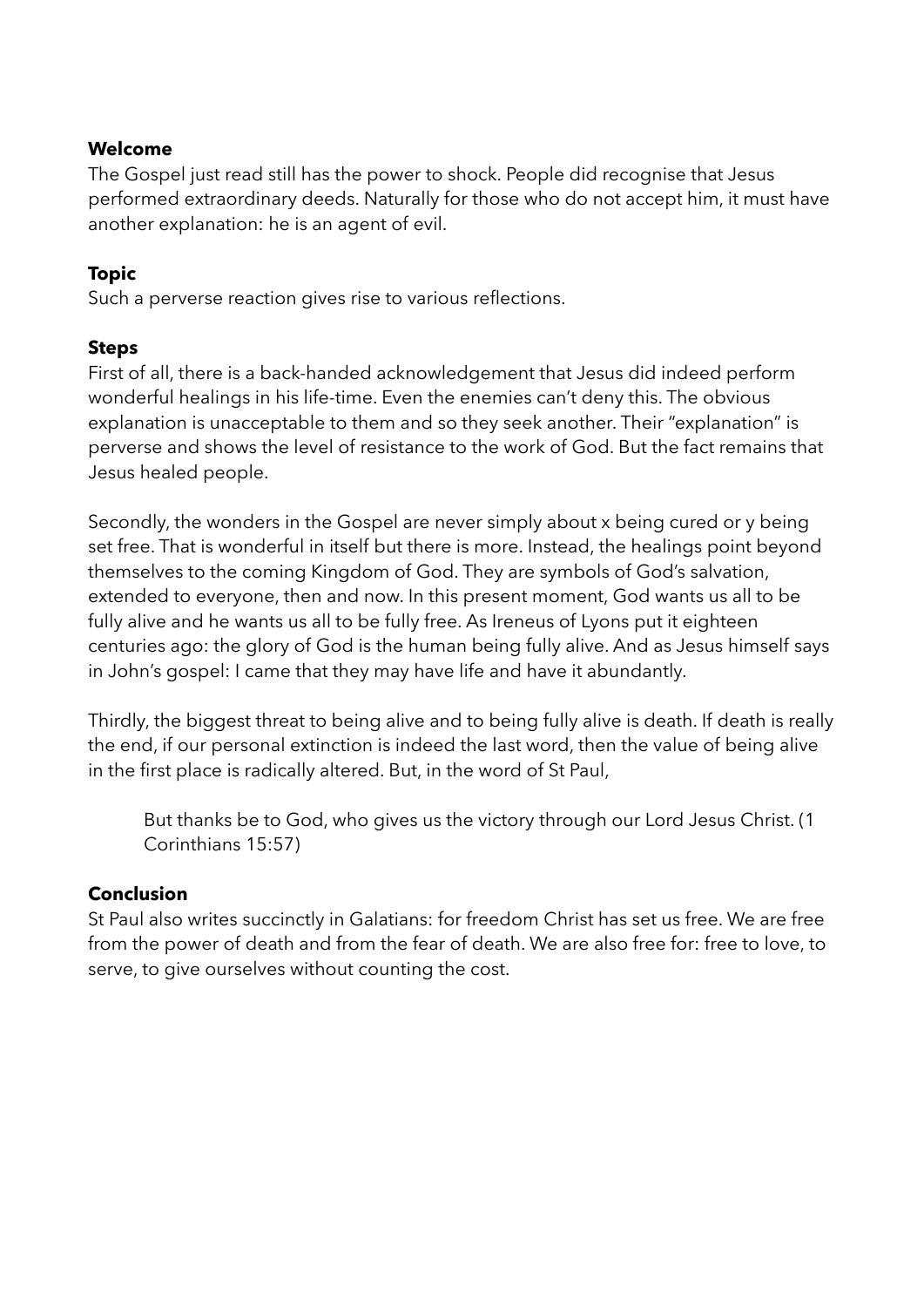**Welcome**

The Gospel just read still has the power to shock. People did recognise that Jesus performed extraordinary deeds. Naturally for those who do not accept him, it must have another explanation: he is an agent of evil.

**Topic**

Such a perverse reaction gives rise to various reflections.

**Steps**

First of all, there is a back-handed acknowledgement that Jesus did indeed perform wonderful healings in his life-time. Even the enemies can't deny this. The obvious explanation is unacceptable to them and so they seek another. Their "explanation" is perverse and shows the level of resistance to the work of God. But the fact remains that Jesus healed people.

Secondly, the wonders in the Gospel are never simply about x being cured or y being set free. That is wonderful in itself but there is more. Instead, the healings point beyond themselves to the coming Kingdom of God. They are symbols of God's salvation, extended to everyone, then and now. In this present moment, God wants us all to be fully alive and he wants us all to be fully free. As Ireneus of Lyons put it eighteen centuries ago: the glory of God is the human being fully alive. And as Jesus himself says in John's gospel: I came that they may have life and have it abundantly.

Thirdly, the biggest threat to being alive and to being fully alive is death. If death is really the end, if our personal extinction is indeed the last word, then the value of being alive in the first place is radically altered. But, in the word of St Paul,

> But thanks be to God, who gives us the victory through our Lord Jesus Christ. (1 Corinthians 15:57)

**Conclusion**

St Paul also writes succinctly in Galatians: for freedom Christ has set us free. We are free from the power of death and from the fear of death. We are also free for: free to love, to serve, to give ourselves without counting the cost.